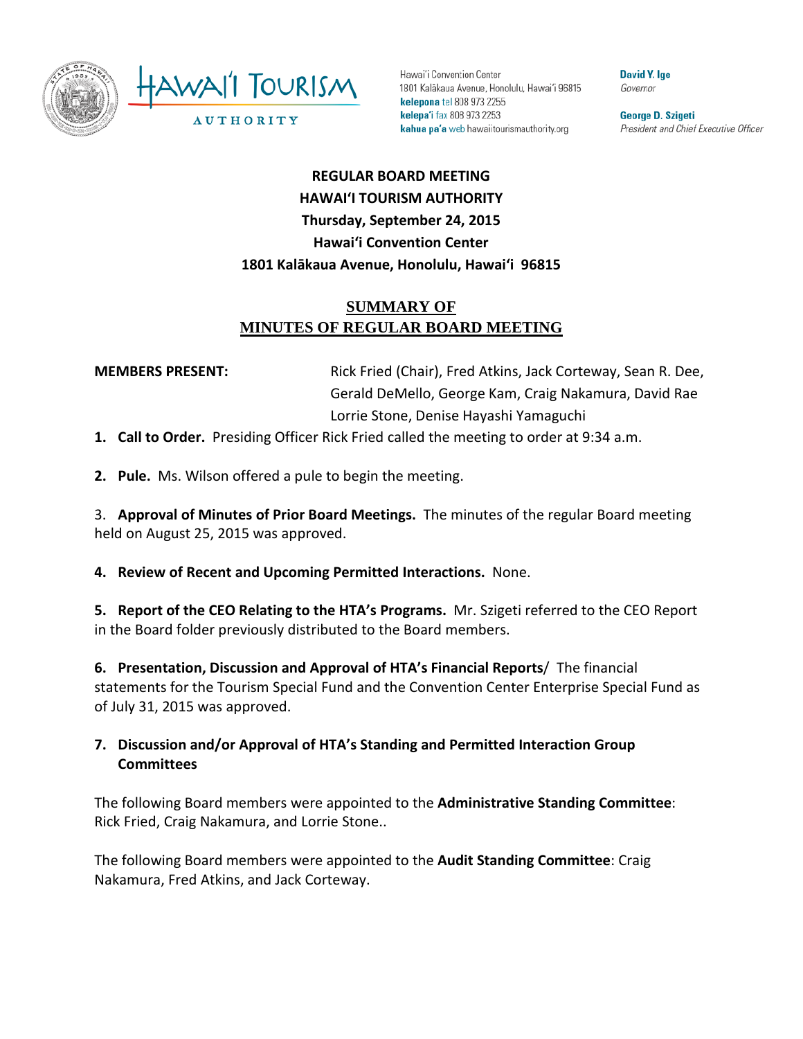Hawai'i Convention Center
1801 Kalākaua Avenue, Honolulu, Hawai'i 96815
**kelepona** tel 808 973 2255
**kelepa'i** fax 808 973 2253
**kahua pa'a** web hawaiitourismauthority.org

**David Y. Ige**
*Governor*

**George D. Szigeti**
*President and Chief Executive Officer*

**REGULAR BOARD MEETING**
**HAWAIʻI TOURISM AUTHORITY**
**Thursday, September 24, 2015**
**Hawaiʻi Convention Center**
**1801 Kalākaua Avenue, Honolulu, Hawaiʻi 96815**

## SUMMARY OF MINUTES OF REGULAR BOARD MEETING

**MEMBERS PRESENT:** Rick Fried (Chair), Fred Atkins, Jack Corteway, Sean R. Dee, Gerald DeMello, George Kam, Craig Nakamura, David Rae Lorrie Stone, Denise Hayashi Yamaguchi

1. **Call to Order.** Presiding Officer Rick Fried called the meeting to order at 9:34 a.m.

2. **Pule.** Ms. Wilson offered a pule to begin the meeting.

3. **Approval of Minutes of Prior Board Meetings.** The minutes of the regular Board meeting held on August 25, 2015 was approved.

4. **Review of Recent and Upcoming Permitted Interactions.** None.

5. **Report of the CEO Relating to the HTA's Programs.** Mr. Szigeti referred to the CEO Report in the Board folder previously distributed to the Board members.

6. **Presentation, Discussion and Approval of HTA's Financial Reports**/ The financial statements for the Tourism Special Fund and the Convention Center Enterprise Special Fund as of July 31, 2015 was approved.

7. **Discussion and/or Approval of HTA's Standing and Permitted Interaction Group Committees**

The following Board members were appointed to the **Administrative Standing Committee**: Rick Fried, Craig Nakamura, and Lorrie Stone..

The following Board members were appointed to the **Audit Standing Committee**: Craig Nakamura, Fred Atkins, and Jack Corteway.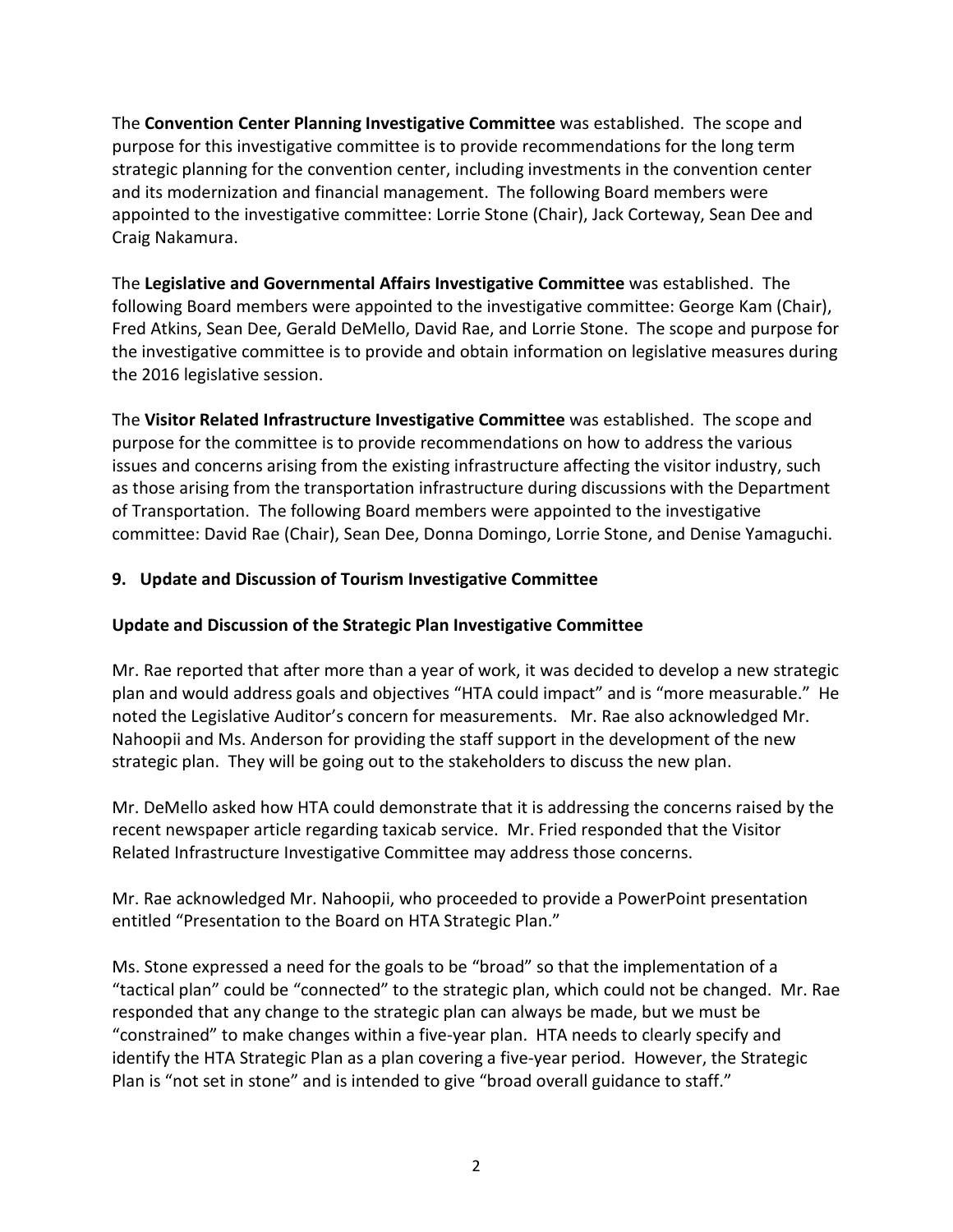The **Convention Center Planning Investigative Committee** was established. The scope and purpose for this investigative committee is to provide recommendations for the long term strategic planning for the convention center, including investments in the convention center and its modernization and financial management. The following Board members were appointed to the investigative committee: Lorrie Stone (Chair), Jack Corteway, Sean Dee and Craig Nakamura.

The **Legislative and Governmental Affairs Investigative Committee** was established. The following Board members were appointed to the investigative committee: George Kam (Chair), Fred Atkins, Sean Dee, Gerald DeMello, David Rae, and Lorrie Stone. The scope and purpose for the investigative committee is to provide and obtain information on legislative measures during the 2016 legislative session.

The **Visitor Related Infrastructure Investigative Committee** was established. The scope and purpose for the committee is to provide recommendations on how to address the various issues and concerns arising from the existing infrastructure affecting the visitor industry, such as those arising from the transportation infrastructure during discussions with the Department of Transportation. The following Board members were appointed to the investigative committee: David Rae (Chair), Sean Dee, Donna Domingo, Lorrie Stone, and Denise Yamaguchi.

**9. Update and Discussion of Tourism Investigative Committee**

**Update and Discussion of the Strategic Plan Investigative Committee**

Mr. Rae reported that after more than a year of work, it was decided to develop a new strategic plan and would address goals and objectives "HTA could impact" and is "more measurable." He noted the Legislative Auditor's concern for measurements. Mr. Rae also acknowledged Mr. Nahoopii and Ms. Anderson for providing the staff support in the development of the new strategic plan. They will be going out to the stakeholders to discuss the new plan.

Mr. DeMello asked how HTA could demonstrate that it is addressing the concerns raised by the recent newspaper article regarding taxicab service. Mr. Fried responded that the Visitor Related Infrastructure Investigative Committee may address those concerns.

Mr. Rae acknowledged Mr. Nahoopii, who proceeded to provide a PowerPoint presentation entitled "Presentation to the Board on HTA Strategic Plan."

Ms. Stone expressed a need for the goals to be "broad" so that the implementation of a "tactical plan" could be "connected" to the strategic plan, which could not be changed. Mr. Rae responded that any change to the strategic plan can always be made, but we must be "constrained" to make changes within a five-year plan. HTA needs to clearly specify and identify the HTA Strategic Plan as a plan covering a five-year period. However, the Strategic Plan is "not set in stone" and is intended to give "broad overall guidance to staff."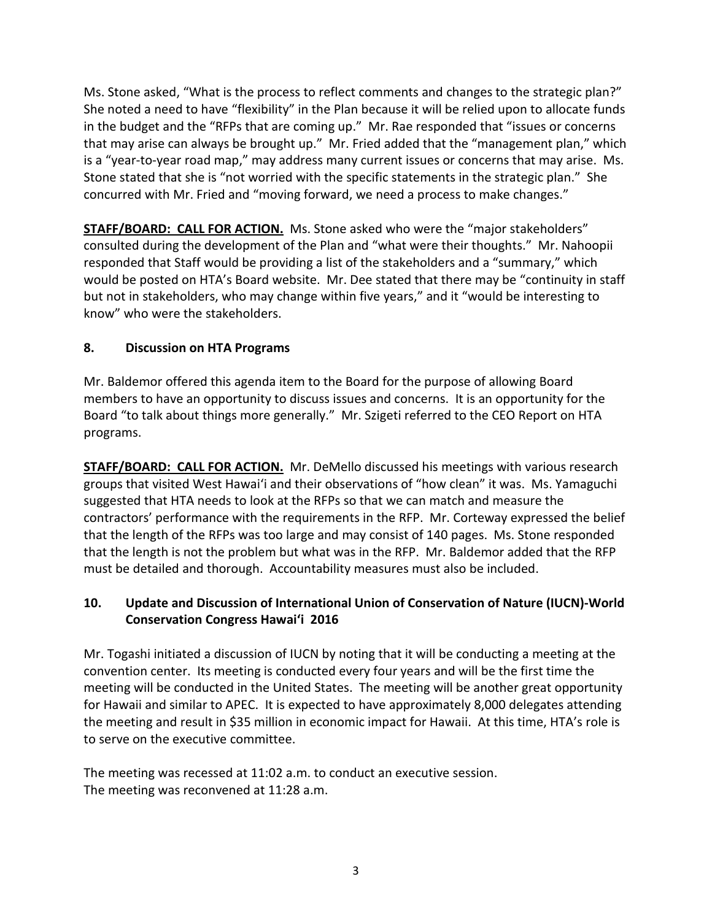Ms. Stone asked, "What is the process to reflect comments and changes to the strategic plan?" She noted a need to have "flexibility" in the Plan because it will be relied upon to allocate funds in the budget and the "RFPs that are coming up." Mr. Rae responded that "issues or concerns that may arise can always be brought up." Mr. Fried added that the "management plan," which is a "year-to-year road map," may address many current issues or concerns that may arise. Ms. Stone stated that she is "not worried with the specific statements in the strategic plan." She concurred with Mr. Fried and "moving forward, we need a process to make changes."

**STAFF/BOARD: CALL FOR ACTION.** Ms. Stone asked who were the "major stakeholders" consulted during the development of the Plan and "what were their thoughts." Mr. Nahoopii responded that Staff would be providing a list of the stakeholders and a "summary," which would be posted on HTA's Board website. Mr. Dee stated that there may be "continuity in staff but not in stakeholders, who may change within five years," and it "would be interesting to know" who were the stakeholders.

## 8. Discussion on HTA Programs

Mr. Baldemor offered this agenda item to the Board for the purpose of allowing Board members to have an opportunity to discuss issues and concerns. It is an opportunity for the Board "to talk about things more generally." Mr. Szigeti referred to the CEO Report on HTA programs.

**STAFF/BOARD: CALL FOR ACTION.** Mr. DeMello discussed his meetings with various research groups that visited West Hawaiʻi and their observations of "how clean" it was. Ms. Yamaguchi suggested that HTA needs to look at the RFPs so that we can match and measure the contractors' performance with the requirements in the RFP. Mr. Corteway expressed the belief that the length of the RFPs was too large and may consist of 140 pages. Ms. Stone responded that the length is not the problem but what was in the RFP. Mr. Baldemor added that the RFP must be detailed and thorough. Accountability measures must also be included.

## 10. Update and Discussion of International Union of Conservation of Nature (IUCN)-World Conservation Congress Hawaiʻi 2016

Mr. Togashi initiated a discussion of IUCN by noting that it will be conducting a meeting at the convention center. Its meeting is conducted every four years and will be the first time the meeting will be conducted in the United States. The meeting will be another great opportunity for Hawaii and similar to APEC. It is expected to have approximately 8,000 delegates attending the meeting and result in $35 million in economic impact for Hawaii. At this time, HTA's role is to serve on the executive committee.

The meeting was recessed at 11:02 a.m. to conduct an executive session.
The meeting was reconvened at 11:28 a.m.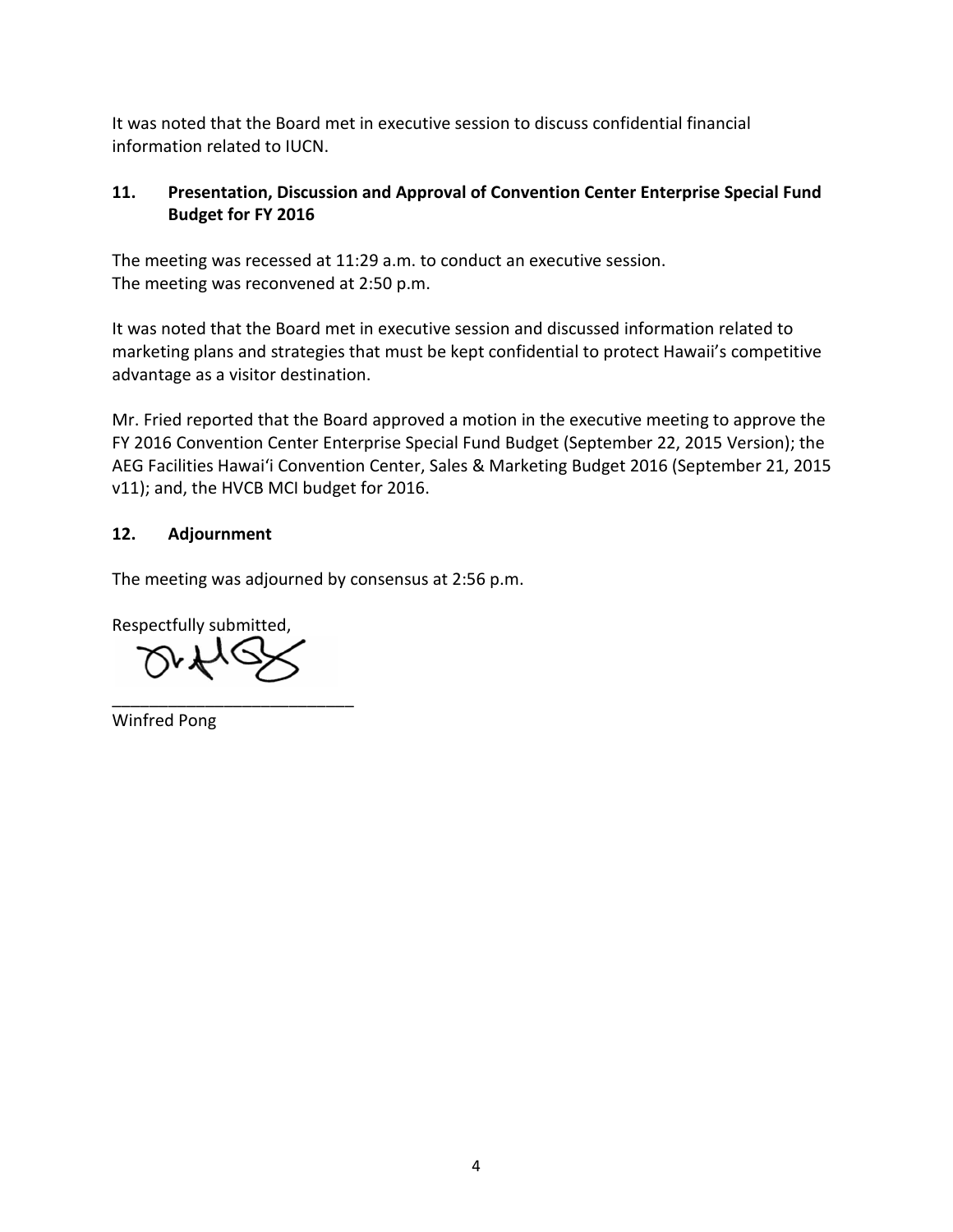It was noted that the Board met in executive session to discuss confidential financial information related to IUCN.

**11. Presentation, Discussion and Approval of Convention Center Enterprise Special Fund Budget for FY 2016**

The meeting was recessed at 11:29 a.m. to conduct an executive session.
The meeting was reconvened at 2:50 p.m.

It was noted that the Board met in executive session and discussed information related to marketing plans and strategies that must be kept confidential to protect Hawaii's competitive advantage as a visitor destination.

Mr. Fried reported that the Board approved a motion in the executive meeting to approve the FY 2016 Convention Center Enterprise Special Fund Budget (September 22, 2015 Version); the AEG Facilities Hawai'i Convention Center, Sales & Marketing Budget 2016 (September 21, 2015 v11); and, the HVCB MCI budget for 2016.

**12. Adjournment**

The meeting was adjourned by consensus at 2:56 p.m.

Respectfully submitted,

\_\_\_\_\_\_\_\_\_\_\_\_\_\_\_\_\_\_\_\_\_\_\_\_\_\_

Winfred Pong